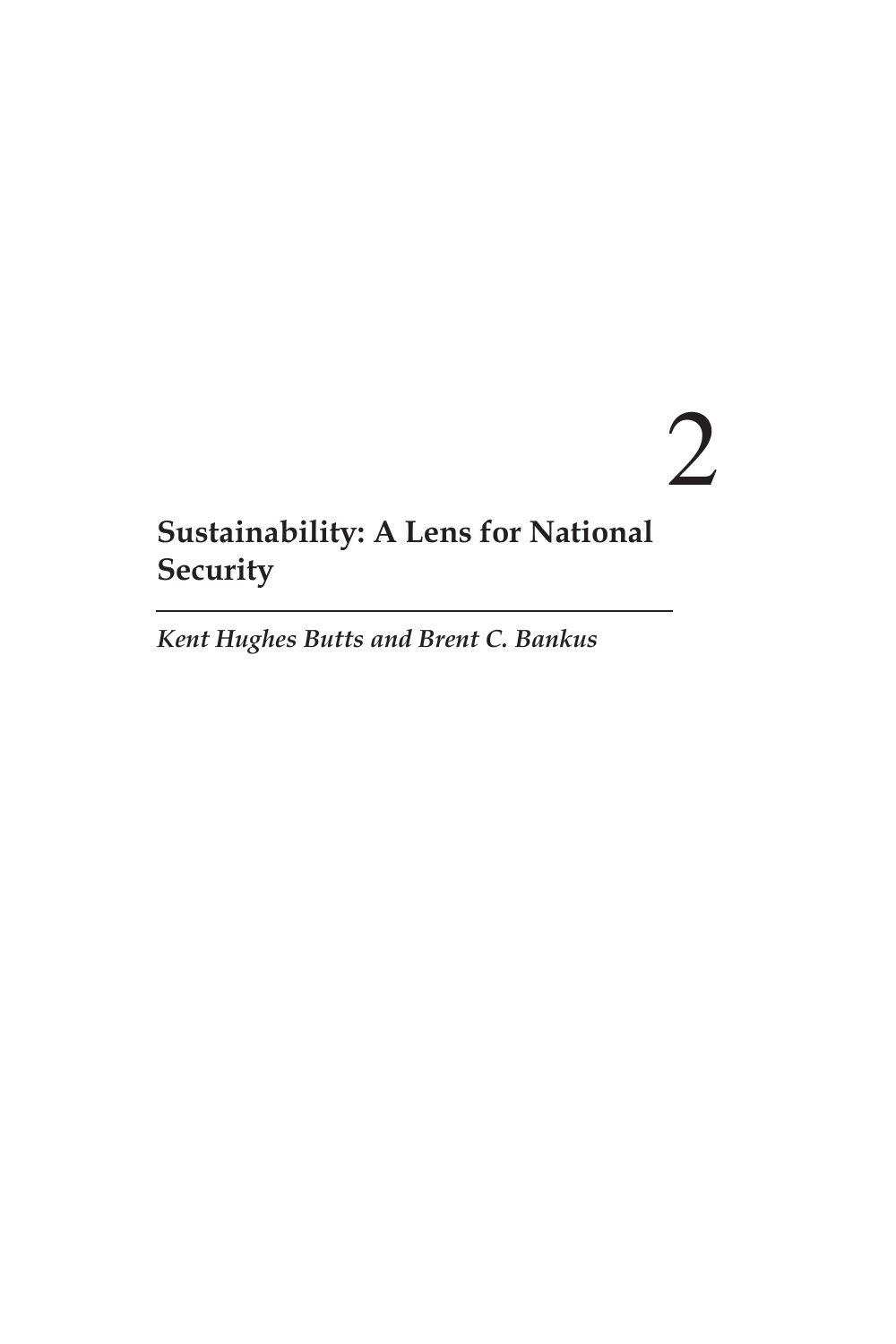# 2

## Sustainability: A Lens for National Security

*Kent Hughes Butts and Brent C. Bankus*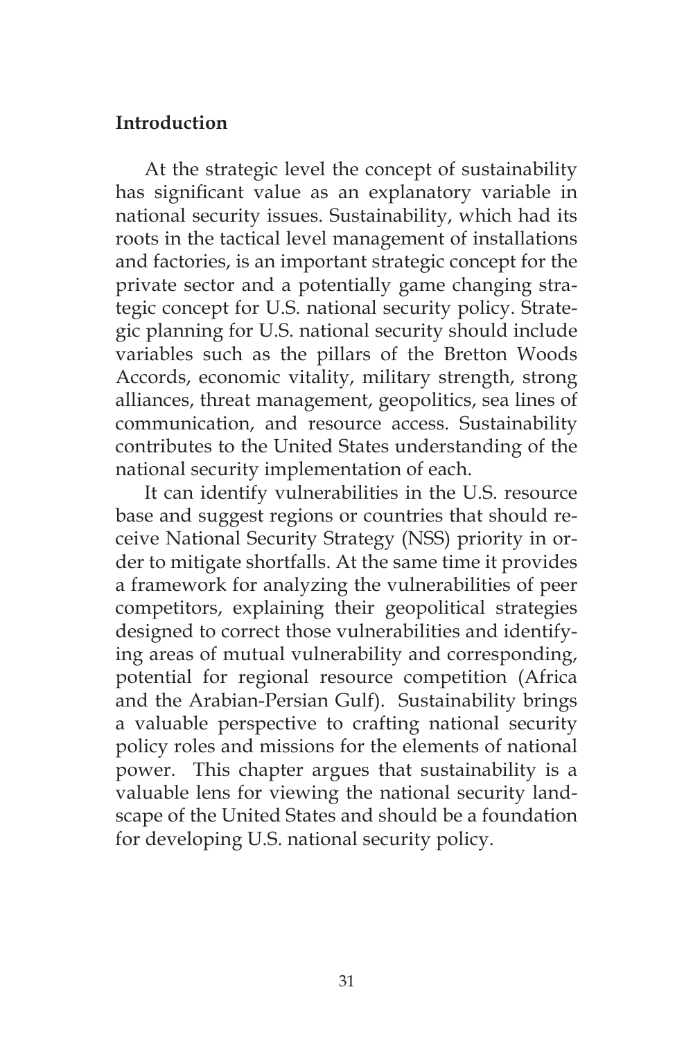## Introduction

At the strategic level the concept of sustainability has significant value as an explanatory variable in national security issues. Sustainability, which had its roots in the tactical level management of installations and factories, is an important strategic concept for the private sector and a potentially game changing strategic concept for U.S. national security policy. Strategic planning for U.S. national security should include variables such as the pillars of the Bretton Woods Accords, economic vitality, military strength, strong alliances, threat management, geopolitics, sea lines of communication, and resource access. Sustainability contributes to the United States understanding of the national security implementation of each.

It can identify vulnerabilities in the U.S. resource base and suggest regions or countries that should receive National Security Strategy (NSS) priority in order to mitigate shortfalls. At the same time it provides a framework for analyzing the vulnerabilities of peer competitors, explaining their geopolitical strategies designed to correct those vulnerabilities and identifying areas of mutual vulnerability and corresponding, potential for regional resource competition (Africa and the Arabian-Persian Gulf). Sustainability brings a valuable perspective to crafting national security policy roles and missions for the elements of national power. This chapter argues that sustainability is a valuable lens for viewing the national security landscape of the United States and should be a foundation for developing U.S. national security policy.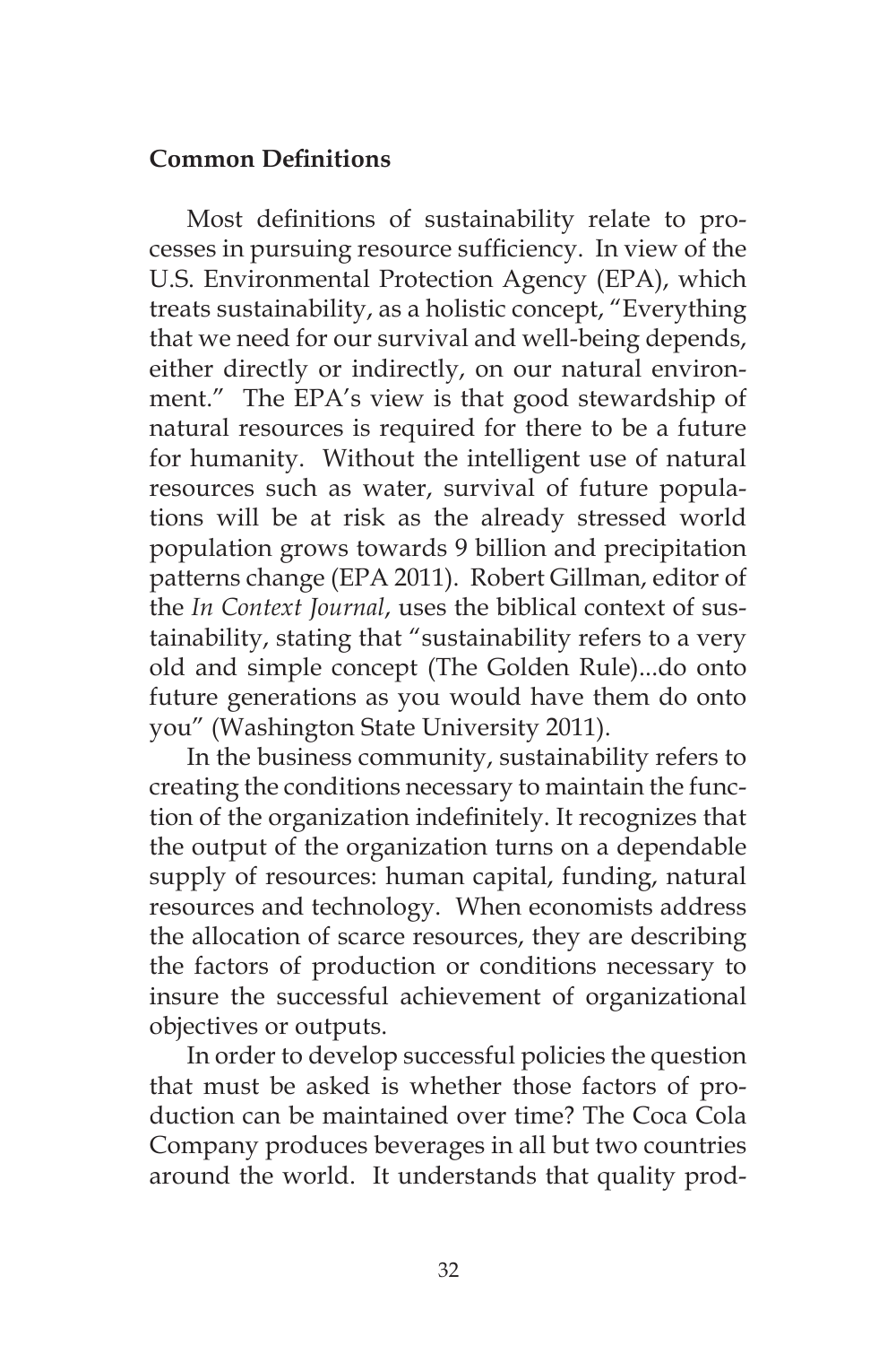**Common Definitions**

Most definitions of sustainability relate to processes in pursuing resource sufficiency. In view of the U.S. Environmental Protection Agency (EPA), which treats sustainability, as a holistic concept, "Everything that we need for our survival and well-being depends, either directly or indirectly, on our natural environment." The EPA's view is that good stewardship of natural resources is required for there to be a future for humanity. Without the intelligent use of natural resources such as water, survival of future populations will be at risk as the already stressed world population grows towards 9 billion and precipitation patterns change (EPA 2011). Robert Gillman, editor of the *In Context Journal*, uses the biblical context of sustainability, stating that "sustainability refers to a very old and simple concept (The Golden Rule)...do onto future generations as you would have them do onto you" (Washington State University 2011).

In the business community, sustainability refers to creating the conditions necessary to maintain the function of the organization indefinitely. It recognizes that the output of the organization turns on a dependable supply of resources: human capital, funding, natural resources and technology. When economists address the allocation of scarce resources, they are describing the factors of production or conditions necessary to insure the successful achievement of organizational objectives or outputs.

In order to develop successful policies the question that must be asked is whether those factors of production can be maintained over time? The Coca Cola Company produces beverages in all but two countries around the world. It understands that quality prod-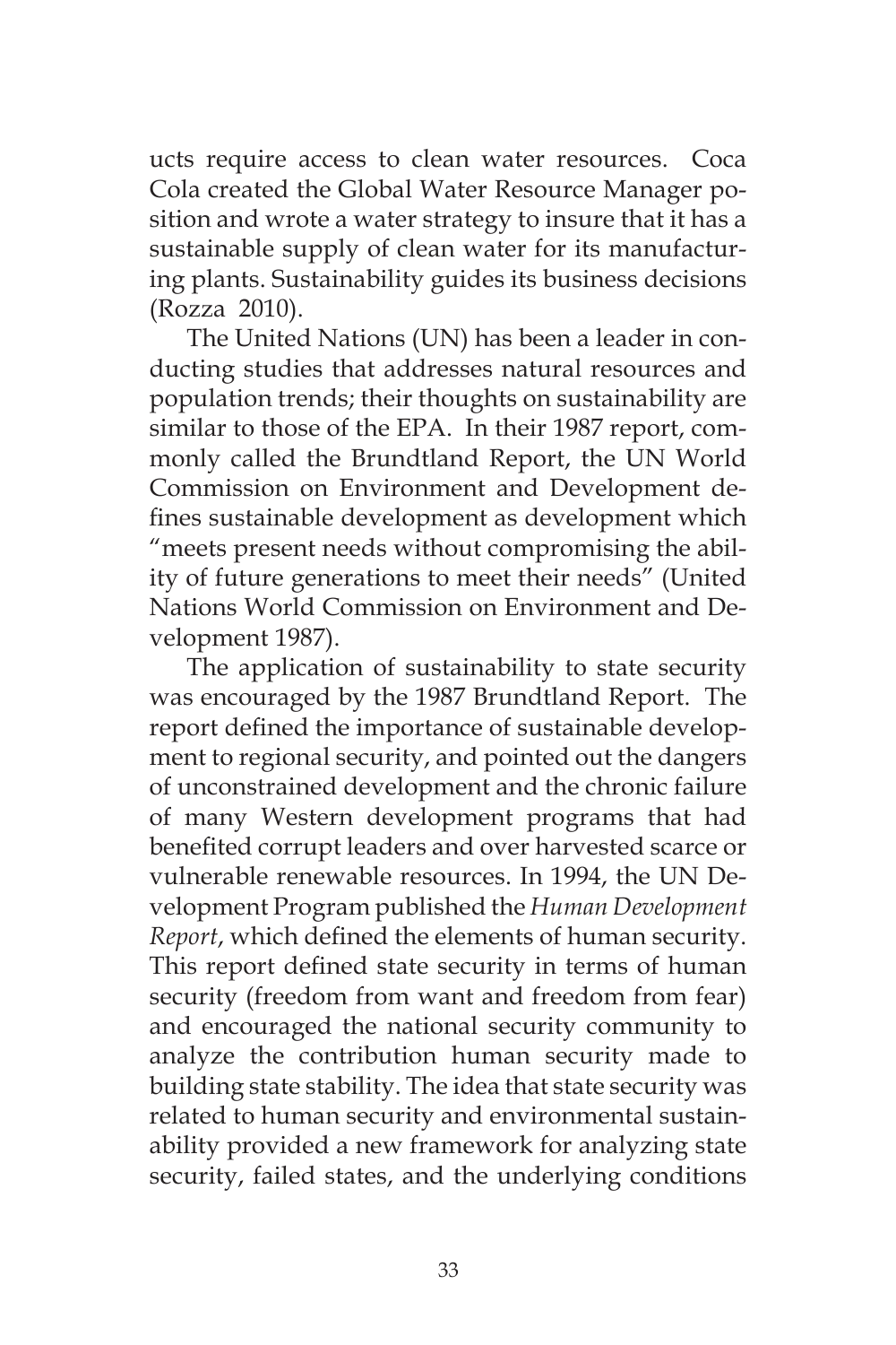ucts require access to clean water resources. Coca Cola created the Global Water Resource Manager position and wrote a water strategy to insure that it has a sustainable supply of clean water for its manufacturing plants. Sustainability guides its business decisions (Rozza 2010).

The United Nations (UN) has been a leader in conducting studies that addresses natural resources and population trends; their thoughts on sustainability are similar to those of the EPA. In their 1987 report, commonly called the Brundtland Report, the UN World Commission on Environment and Development defines sustainable development as development which "meets present needs without compromising the ability of future generations to meet their needs" (United Nations World Commission on Environment and Development 1987).

The application of sustainability to state security was encouraged by the 1987 Brundtland Report. The report defined the importance of sustainable development to regional security, and pointed out the dangers of unconstrained development and the chronic failure of many Western development programs that had benefited corrupt leaders and over harvested scarce or vulnerable renewable resources. In 1994, the UN Development Program published the *Human Development Report*, which defined the elements of human security. This report defined state security in terms of human security (freedom from want and freedom from fear) and encouraged the national security community to analyze the contribution human security made to building state stability. The idea that state security was related to human security and environmental sustainability provided a new framework for analyzing state security, failed states, and the underlying conditions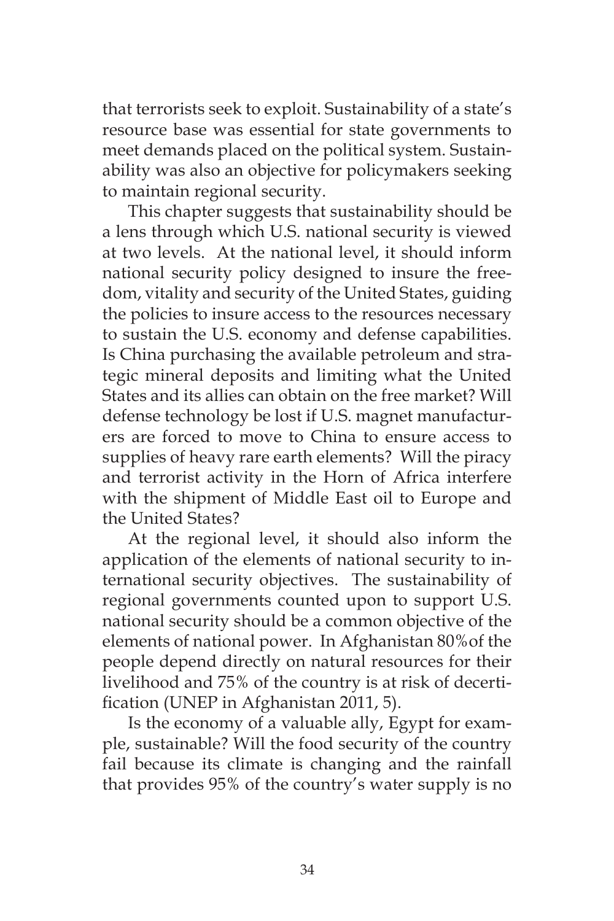that terrorists seek to exploit. Sustainability of a state's resource base was essential for state governments to meet demands placed on the political system. Sustainability was also an objective for policymakers seeking to maintain regional security.

This chapter suggests that sustainability should be a lens through which U.S. national security is viewed at two levels. At the national level, it should inform national security policy designed to insure the freedom, vitality and security of the United States, guiding the policies to insure access to the resources necessary to sustain the U.S. economy and defense capabilities. Is China purchasing the available petroleum and strategic mineral deposits and limiting what the United States and its allies can obtain on the free market? Will defense technology be lost if U.S. magnet manufacturers are forced to move to China to ensure access to supplies of heavy rare earth elements? Will the piracy and terrorist activity in the Horn of Africa interfere with the shipment of Middle East oil to Europe and the United States?

At the regional level, it should also inform the application of the elements of national security to international security objectives. The sustainability of regional governments counted upon to support U.S. national security should be a common objective of the elements of national power. In Afghanistan 80%of the people depend directly on natural resources for their livelihood and 75% of the country is at risk of decertification (UNEP in Afghanistan 2011, 5).

Is the economy of a valuable ally, Egypt for example, sustainable? Will the food security of the country fail because its climate is changing and the rainfall that provides 95% of the country's water supply is no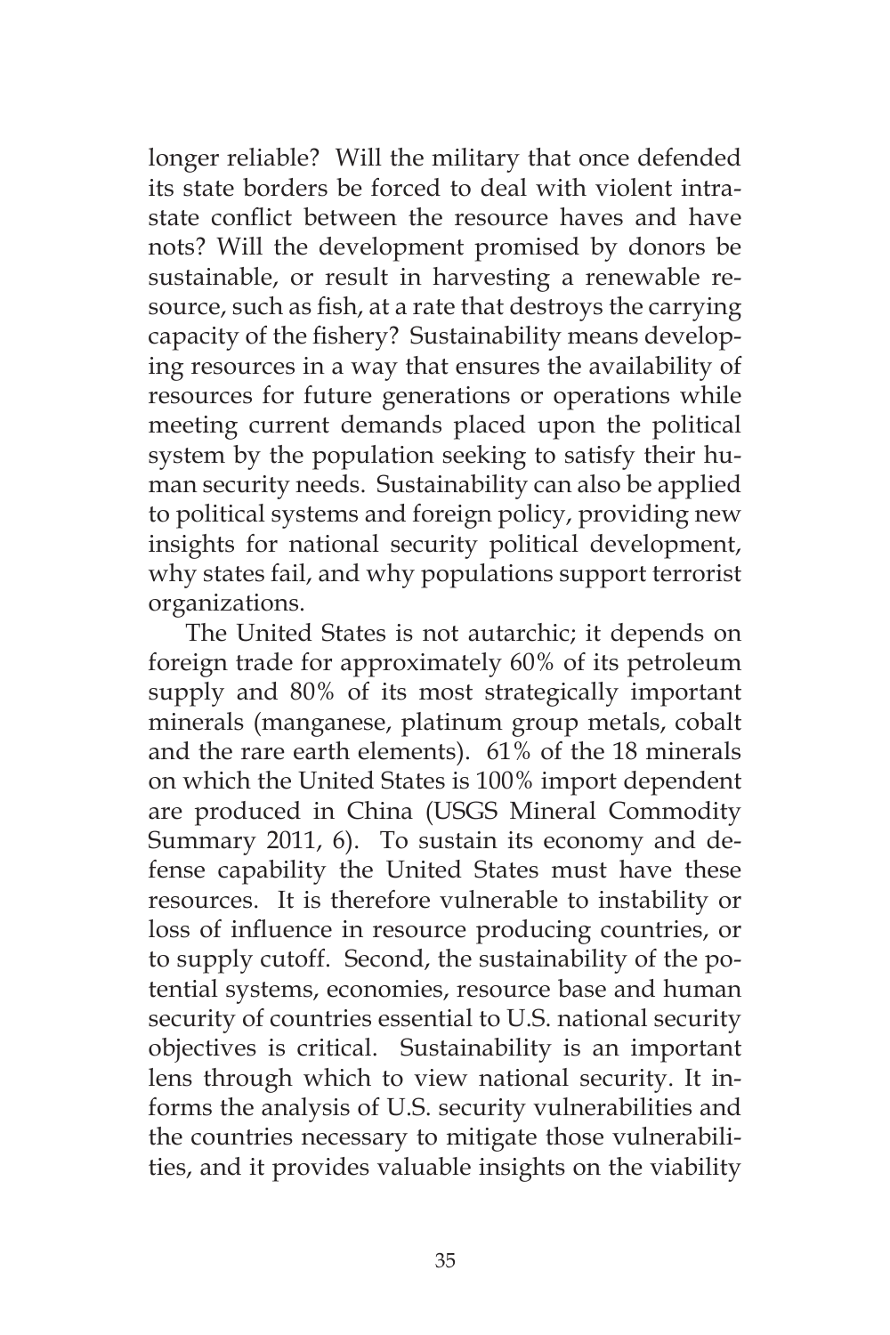longer reliable? Will the military that once defended its state borders be forced to deal with violent intrastate conflict between the resource haves and have nots? Will the development promised by donors be sustainable, or result in harvesting a renewable resource, such as fish, at a rate that destroys the carrying capacity of the fishery? Sustainability means developing resources in a way that ensures the availability of resources for future generations or operations while meeting current demands placed upon the political system by the population seeking to satisfy their human security needs. Sustainability can also be applied to political systems and foreign policy, providing new insights for national security political development, why states fail, and why populations support terrorist organizations.

The United States is not autarchic; it depends on foreign trade for approximately 60% of its petroleum supply and 80% of its most strategically important minerals (manganese, platinum group metals, cobalt and the rare earth elements). 61% of the 18 minerals on which the United States is 100% import dependent are produced in China (USGS Mineral Commodity Summary 2011, 6). To sustain its economy and defense capability the United States must have these resources. It is therefore vulnerable to instability or loss of influence in resource producing countries, or to supply cutoff. Second, the sustainability of the potential systems, economies, resource base and human security of countries essential to U.S. national security objectives is critical. Sustainability is an important lens through which to view national security. It informs the analysis of U.S. security vulnerabilities and the countries necessary to mitigate those vulnerabilities, and it provides valuable insights on the viability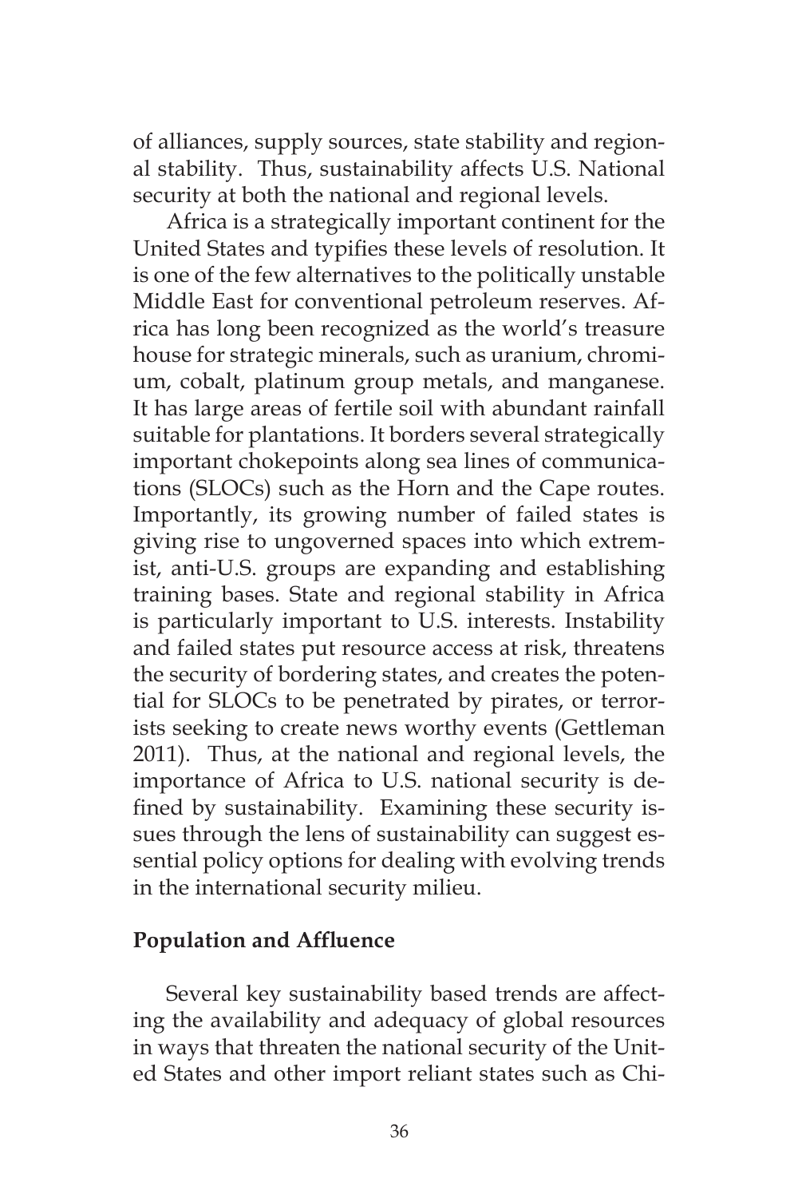of alliances, supply sources, state stability and regional stability. Thus, sustainability affects U.S. National security at both the national and regional levels.

Africa is a strategically important continent for the United States and typifies these levels of resolution. It is one of the few alternatives to the politically unstable Middle East for conventional petroleum reserves. Africa has long been recognized as the world's treasure house for strategic minerals, such as uranium, chromium, cobalt, platinum group metals, and manganese. It has large areas of fertile soil with abundant rainfall suitable for plantations. It borders several strategically important chokepoints along sea lines of communications (SLOCs) such as the Horn and the Cape routes. Importantly, its growing number of failed states is giving rise to ungoverned spaces into which extremist, anti-U.S. groups are expanding and establishing training bases. State and regional stability in Africa is particularly important to U.S. interests. Instability and failed states put resource access at risk, threatens the security of bordering states, and creates the potential for SLOCs to be penetrated by pirates, or terrorists seeking to create news worthy events (Gettleman 2011). Thus, at the national and regional levels, the importance of Africa to U.S. national security is defined by sustainability. Examining these security issues through the lens of sustainability can suggest essential policy options for dealing with evolving trends in the international security milieu.

**Population and Affluence**

Several key sustainability based trends are affecting the availability and adequacy of global resources in ways that threaten the national security of the United States and other import reliant states such as Chi-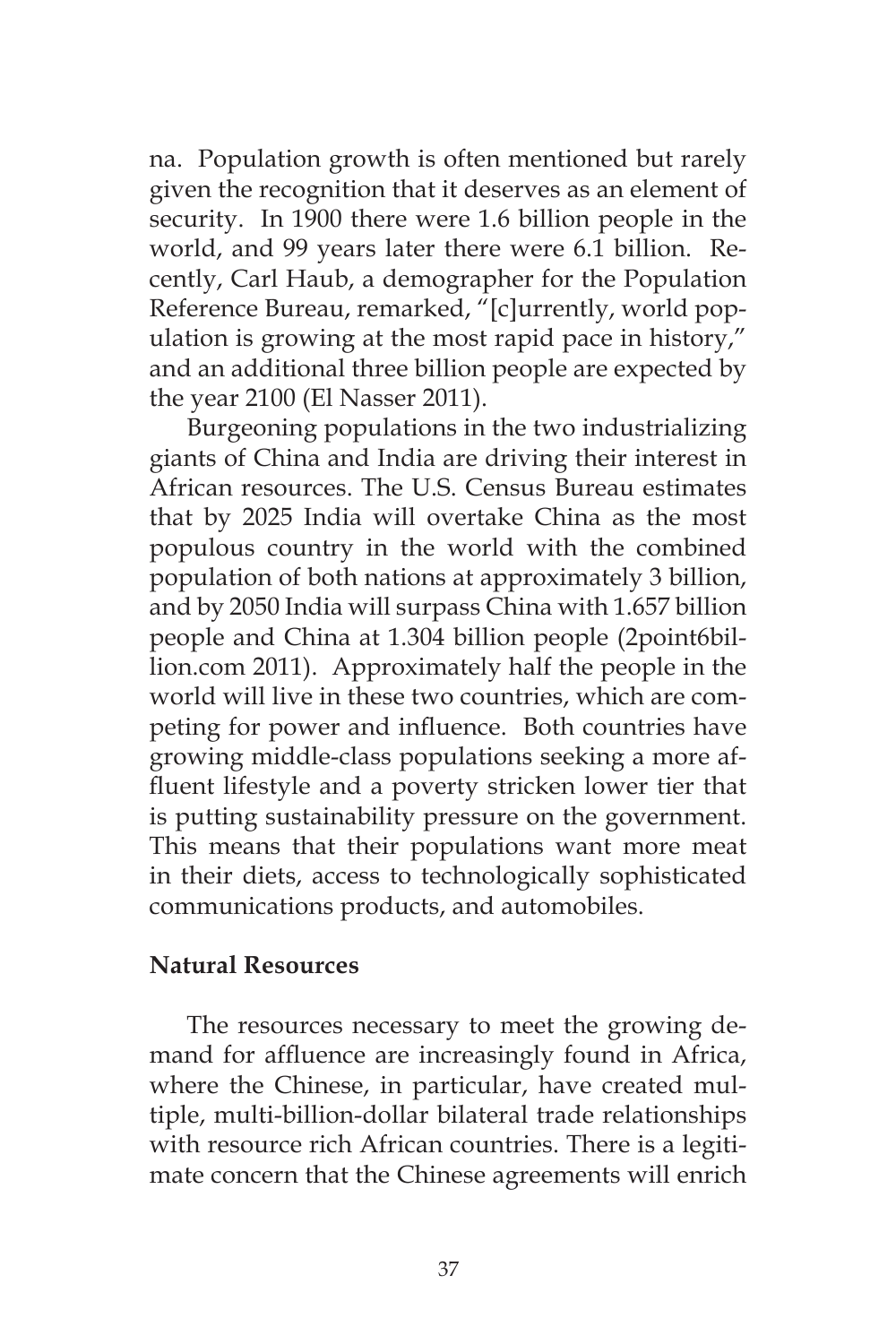na. Population growth is often mentioned but rarely given the recognition that it deserves as an element of security. In 1900 there were 1.6 billion people in the world, and 99 years later there were 6.1 billion. Recently, Carl Haub, a demographer for the Population Reference Bureau, remarked, "[c]urrently, world population is growing at the most rapid pace in history," and an additional three billion people are expected by the year 2100 (El Nasser 2011).

Burgeoning populations in the two industrializing giants of China and India are driving their interest in African resources. The U.S. Census Bureau estimates that by 2025 India will overtake China as the most populous country in the world with the combined population of both nations at approximately 3 billion, and by 2050 India will surpass China with 1.657 billion people and China at 1.304 billion people (2point6billion.com 2011). Approximately half the people in the world will live in these two countries, which are competing for power and influence. Both countries have growing middle-class populations seeking a more affluent lifestyle and a poverty stricken lower tier that is putting sustainability pressure on the government. This means that their populations want more meat in their diets, access to technologically sophisticated communications products, and automobiles.

## Natural Resources

The resources necessary to meet the growing demand for affluence are increasingly found in Africa, where the Chinese, in particular, have created multiple, multi-billion-dollar bilateral trade relationships with resource rich African countries. There is a legitimate concern that the Chinese agreements will enrich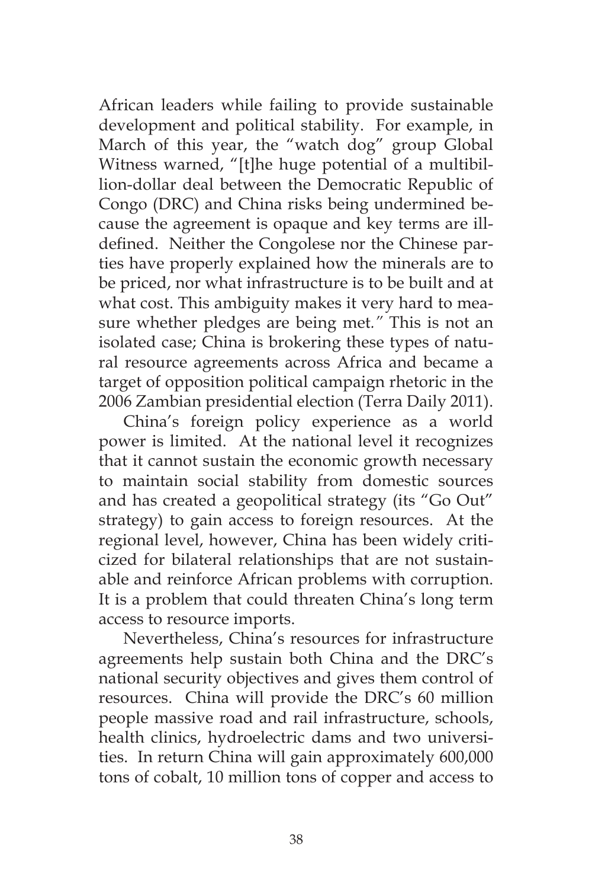African leaders while failing to provide sustainable development and political stability. For example, in March of this year, the "watch dog" group Global Witness warned, "[t]he huge potential of a multibillion-dollar deal between the Democratic Republic of Congo (DRC) and China risks being undermined because the agreement is opaque and key terms are ill-defined. Neither the Congolese nor the Chinese parties have properly explained how the minerals are to be priced, nor what infrastructure is to be built and at what cost. This ambiguity makes it very hard to measure whether pledges are being met." This is not an isolated case; China is brokering these types of natural resource agreements across Africa and became a target of opposition political campaign rhetoric in the 2006 Zambian presidential election (Terra Daily 2011).

China's foreign policy experience as a world power is limited. At the national level it recognizes that it cannot sustain the economic growth necessary to maintain social stability from domestic sources and has created a geopolitical strategy (its "Go Out" strategy) to gain access to foreign resources. At the regional level, however, China has been widely criticized for bilateral relationships that are not sustainable and reinforce African problems with corruption. It is a problem that could threaten China's long term access to resource imports.

Nevertheless, China's resources for infrastructure agreements help sustain both China and the DRC's national security objectives and gives them control of resources. China will provide the DRC's 60 million people massive road and rail infrastructure, schools, health clinics, hydroelectric dams and two universities. In return China will gain approximately 600,000 tons of cobalt, 10 million tons of copper and access to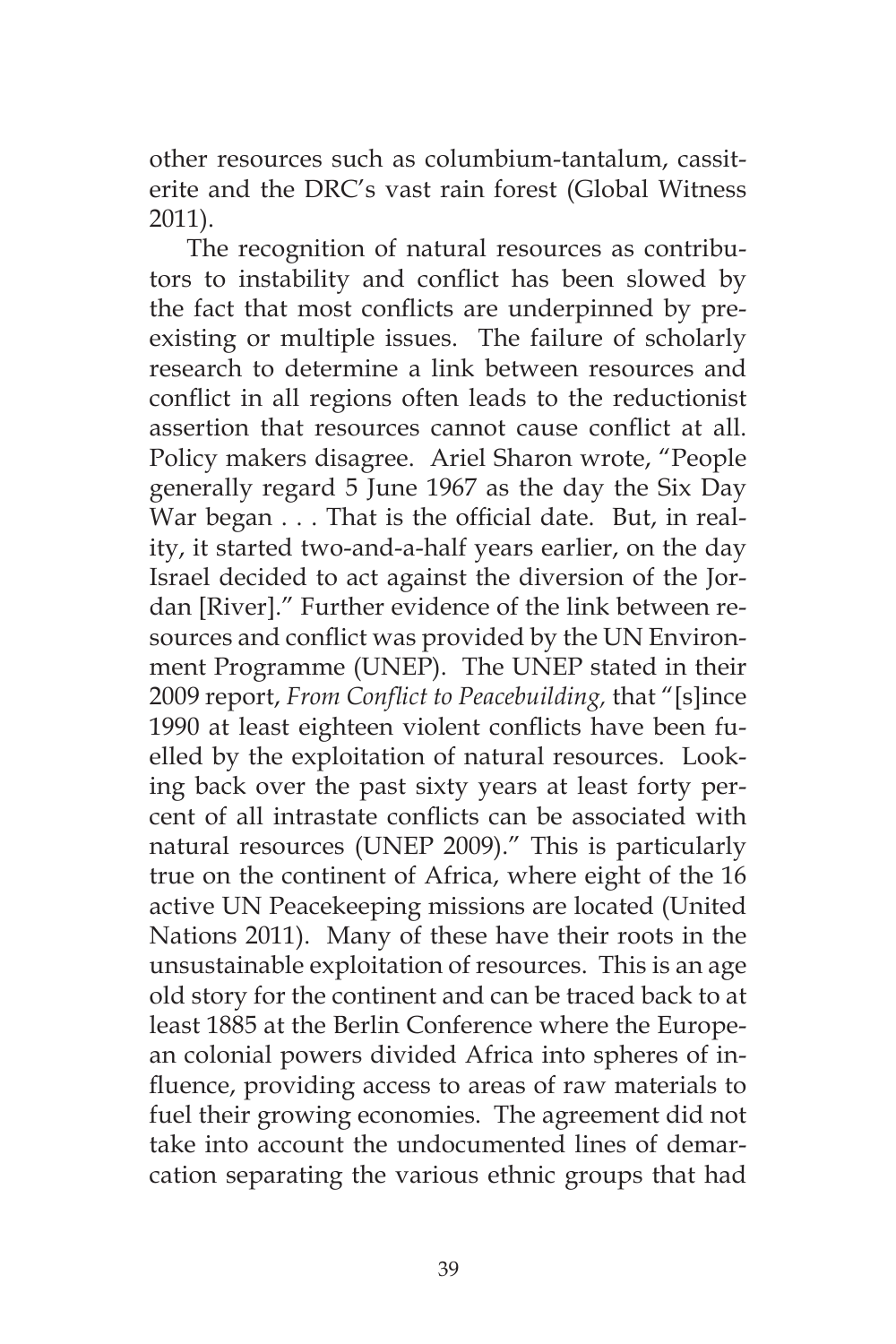other resources such as columbium-tantalum, cassiterite and the DRC's vast rain forest (Global Witness 2011).

The recognition of natural resources as contributors to instability and conflict has been slowed by the fact that most conflicts are underpinned by pre-existing or multiple issues. The failure of scholarly research to determine a link between resources and conflict in all regions often leads to the reductionist assertion that resources cannot cause conflict at all. Policy makers disagree. Ariel Sharon wrote, "People generally regard 5 June 1967 as the day the Six Day War began . . . That is the official date. But, in reality, it started two-and-a-half years earlier, on the day Israel decided to act against the diversion of the Jordan [River]." Further evidence of the link between resources and conflict was provided by the UN Environment Programme (UNEP). The UNEP stated in their 2009 report, *From Conflict to Peacebuilding,* that "[s]ince 1990 at least eighteen violent conflicts have been fuelled by the exploitation of natural resources. Looking back over the past sixty years at least forty percent of all intrastate conflicts can be associated with natural resources (UNEP 2009)." This is particularly true on the continent of Africa, where eight of the 16 active UN Peacekeeping missions are located (United Nations 2011). Many of these have their roots in the unsustainable exploitation of resources. This is an age old story for the continent and can be traced back to at least 1885 at the Berlin Conference where the European colonial powers divided Africa into spheres of influence, providing access to areas of raw materials to fuel their growing economies. The agreement did not take into account the undocumented lines of demarcation separating the various ethnic groups that had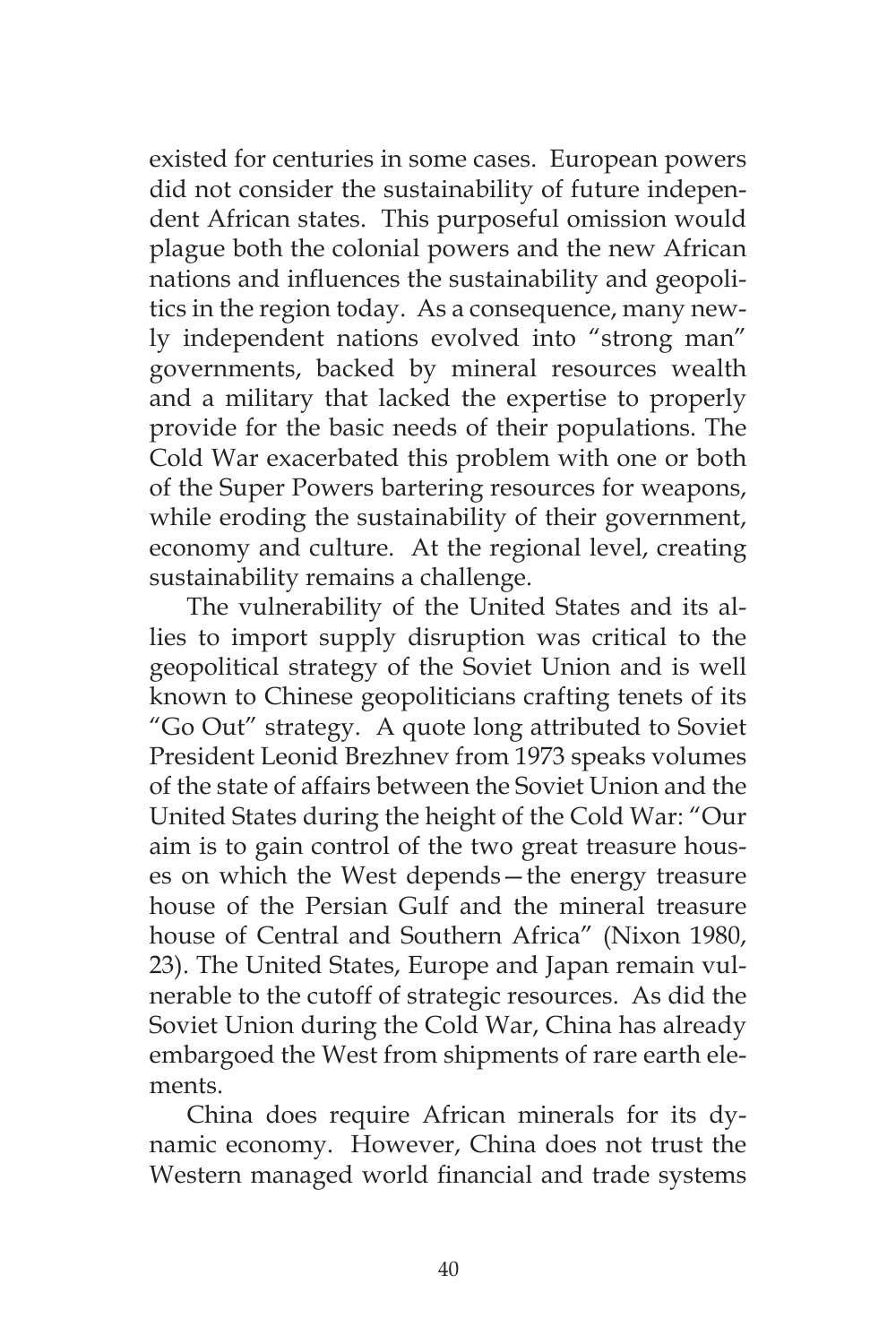existed for centuries in some cases. European powers did not consider the sustainability of future independent African states. This purposeful omission would plague both the colonial powers and the new African nations and influences the sustainability and geopolitics in the region today. As a consequence, many newly independent nations evolved into "strong man" governments, backed by mineral resources wealth and a military that lacked the expertise to properly provide for the basic needs of their populations. The Cold War exacerbated this problem with one or both of the Super Powers bartering resources for weapons, while eroding the sustainability of their government, economy and culture. At the regional level, creating sustainability remains a challenge.

The vulnerability of the United States and its allies to import supply disruption was critical to the geopolitical strategy of the Soviet Union and is well known to Chinese geopoliticians crafting tenets of its "Go Out" strategy. A quote long attributed to Soviet President Leonid Brezhnev from 1973 speaks volumes of the state of affairs between the Soviet Union and the United States during the height of the Cold War: "Our aim is to gain control of the two great treasure houses on which the West depends—the energy treasure house of the Persian Gulf and the mineral treasure house of Central and Southern Africa" (Nixon 1980, 23). The United States, Europe and Japan remain vulnerable to the cutoff of strategic resources. As did the Soviet Union during the Cold War, China has already embargoed the West from shipments of rare earth elements.

China does require African minerals for its dynamic economy. However, China does not trust the Western managed world financial and trade systems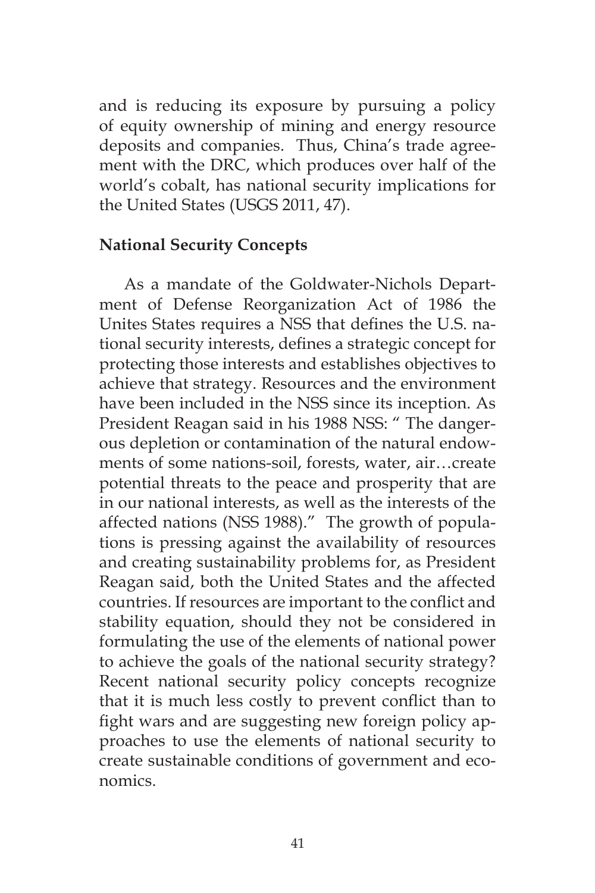and is reducing its exposure by pursuing a policy of equity ownership of mining and energy resource deposits and companies. Thus, China's trade agreement with the DRC, which produces over half of the world's cobalt, has national security implications for the United States (USGS 2011, 47).

**National Security Concepts**

As a mandate of the Goldwater-Nichols Department of Defense Reorganization Act of 1986 the Unites States requires a NSS that defines the U.S. national security interests, defines a strategic concept for protecting those interests and establishes objectives to achieve that strategy. Resources and the environment have been included in the NSS since its inception. As President Reagan said in his 1988 NSS: " The dangerous depletion or contamination of the natural endowments of some nations-soil, forests, water, air…create potential threats to the peace and prosperity that are in our national interests, as well as the interests of the affected nations (NSS 1988)." The growth of populations is pressing against the availability of resources and creating sustainability problems for, as President Reagan said, both the United States and the affected countries. If resources are important to the conflict and stability equation, should they not be considered in formulating the use of the elements of national power to achieve the goals of the national security strategy? Recent national security policy concepts recognize that it is much less costly to prevent conflict than to fight wars and are suggesting new foreign policy approaches to use the elements of national security to create sustainable conditions of government and economics.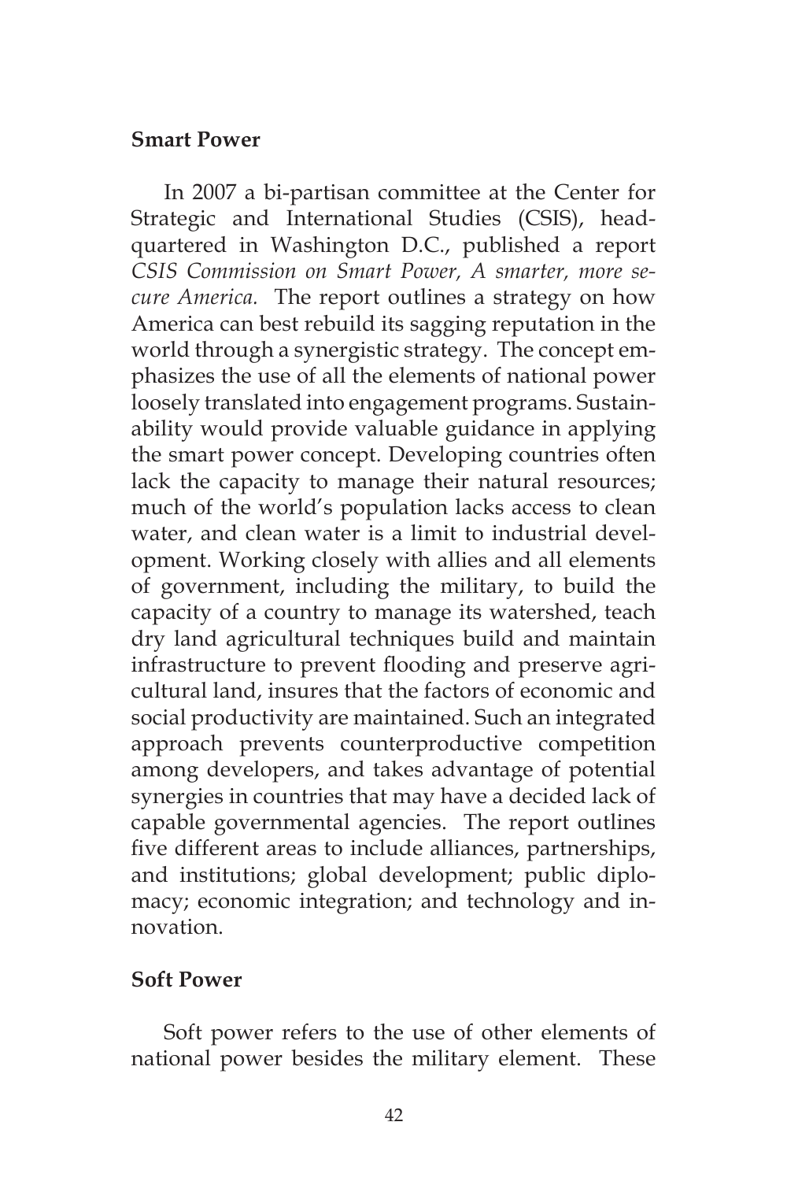## Smart Power

In 2007 a bi-partisan committee at the Center for Strategic and International Studies (CSIS), headquartered in Washington D.C., published a report *CSIS Commission on Smart Power, A smarter, more secure America.* The report outlines a strategy on how America can best rebuild its sagging reputation in the world through a synergistic strategy. The concept emphasizes the use of all the elements of national power loosely translated into engagement programs. Sustainability would provide valuable guidance in applying the smart power concept. Developing countries often lack the capacity to manage their natural resources; much of the world's population lacks access to clean water, and clean water is a limit to industrial development. Working closely with allies and all elements of government, including the military, to build the capacity of a country to manage its watershed, teach dry land agricultural techniques build and maintain infrastructure to prevent flooding and preserve agricultural land, insures that the factors of economic and social productivity are maintained. Such an integrated approach prevents counterproductive competition among developers, and takes advantage of potential synergies in countries that may have a decided lack of capable governmental agencies. The report outlines five different areas to include alliances, partnerships, and institutions; global development; public diplomacy; economic integration; and technology and innovation.

## Soft Power

Soft power refers to the use of other elements of national power besides the military element. These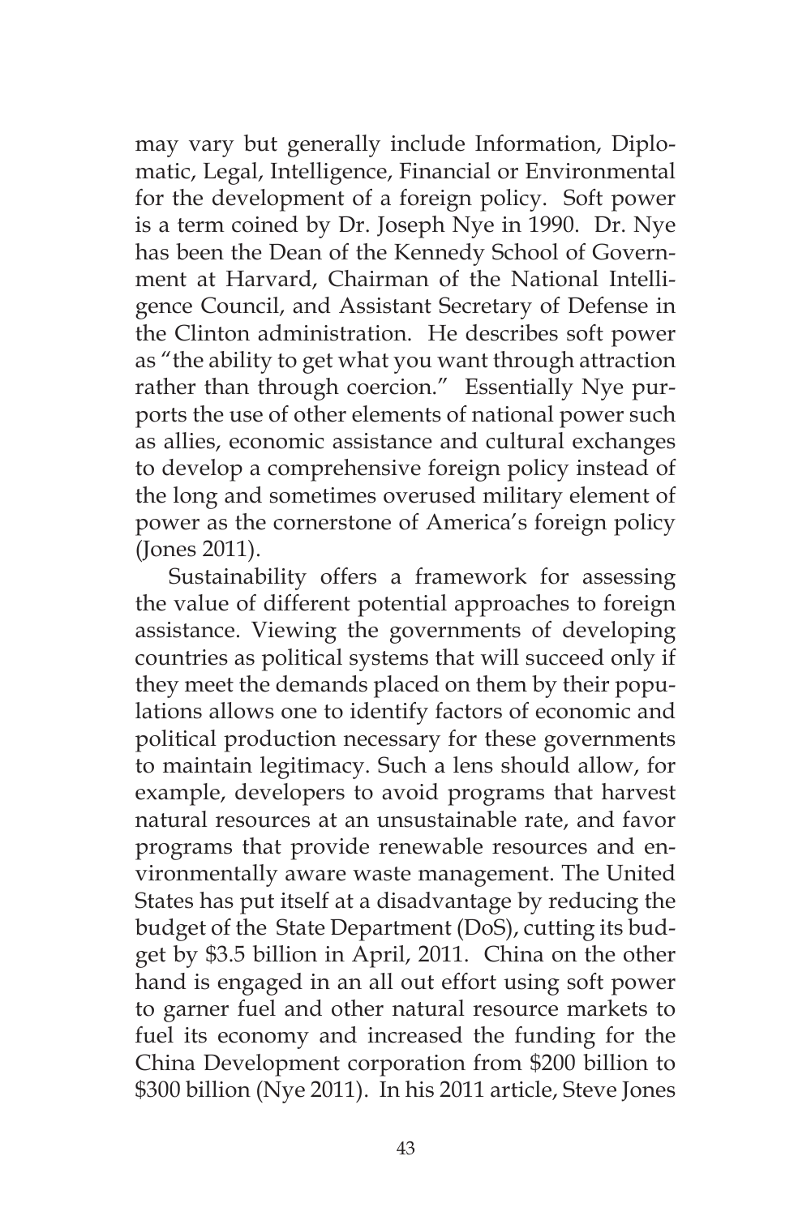may vary but generally include Information, Diplomatic, Legal, Intelligence, Financial or Environmental for the development of a foreign policy. Soft power is a term coined by Dr. Joseph Nye in 1990. Dr. Nye has been the Dean of the Kennedy School of Government at Harvard, Chairman of the National Intelligence Council, and Assistant Secretary of Defense in the Clinton administration. He describes soft power as "the ability to get what you want through attraction rather than through coercion." Essentially Nye purports the use of other elements of national power such as allies, economic assistance and cultural exchanges to develop a comprehensive foreign policy instead of the long and sometimes overused military element of power as the cornerstone of America's foreign policy (Jones 2011).

Sustainability offers a framework for assessing the value of different potential approaches to foreign assistance. Viewing the governments of developing countries as political systems that will succeed only if they meet the demands placed on them by their populations allows one to identify factors of economic and political production necessary for these governments to maintain legitimacy. Such a lens should allow, for example, developers to avoid programs that harvest natural resources at an unsustainable rate, and favor programs that provide renewable resources and environmentally aware waste management. The United States has put itself at a disadvantage by reducing the budget of the State Department (DoS), cutting its budget by $3.5 billion in April, 2011. China on the other hand is engaged in an all out effort using soft power to garner fuel and other natural resource markets to fuel its economy and increased the funding for the China Development corporation from $200 billion to $300 billion (Nye 2011). In his 2011 article, Steve Jones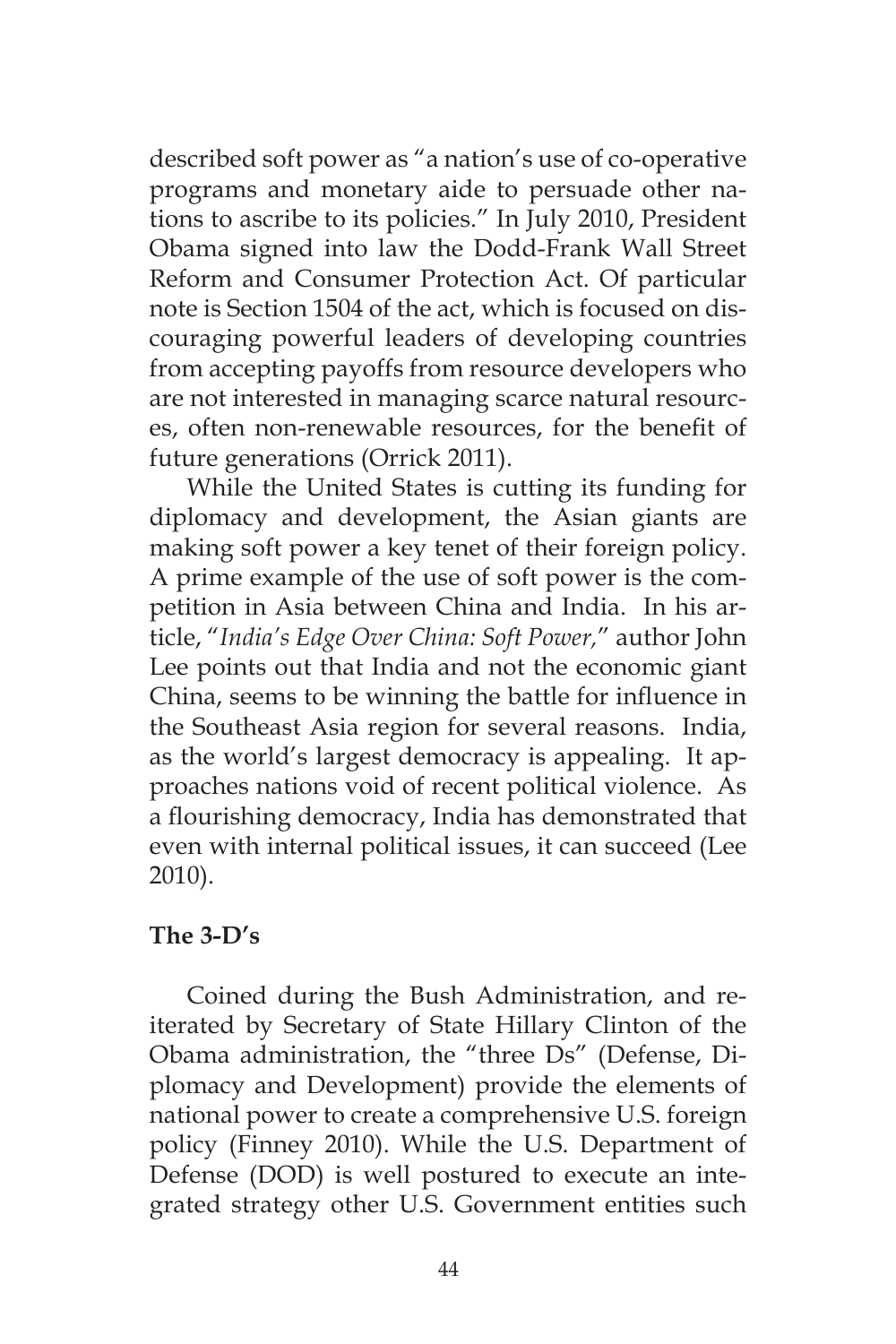described soft power as "a nation's use of co-operative programs and monetary aide to persuade other nations to ascribe to its policies." In July 2010, President Obama signed into law the Dodd-Frank Wall Street Reform and Consumer Protection Act. Of particular note is Section 1504 of the act, which is focused on discouraging powerful leaders of developing countries from accepting payoffs from resource developers who are not interested in managing scarce natural resources, often non-renewable resources, for the benefit of future generations (Orrick 2011).

While the United States is cutting its funding for diplomacy and development, the Asian giants are making soft power a key tenet of their foreign policy. A prime example of the use of soft power is the competition in Asia between China and India. In his article, "*India's Edge Over China: Soft Power,*" author John Lee points out that India and not the economic giant China, seems to be winning the battle for influence in the Southeast Asia region for several reasons. India, as the world's largest democracy is appealing. It approaches nations void of recent political violence. As a flourishing democracy, India has demonstrated that even with internal political issues, it can succeed (Lee 2010).

**The 3-D's**

Coined during the Bush Administration, and reiterated by Secretary of State Hillary Clinton of the Obama administration, the "three Ds" (Defense, Diplomacy and Development) provide the elements of national power to create a comprehensive U.S. foreign policy (Finney 2010). While the U.S. Department of Defense (DOD) is well postured to execute an integrated strategy other U.S. Government entities such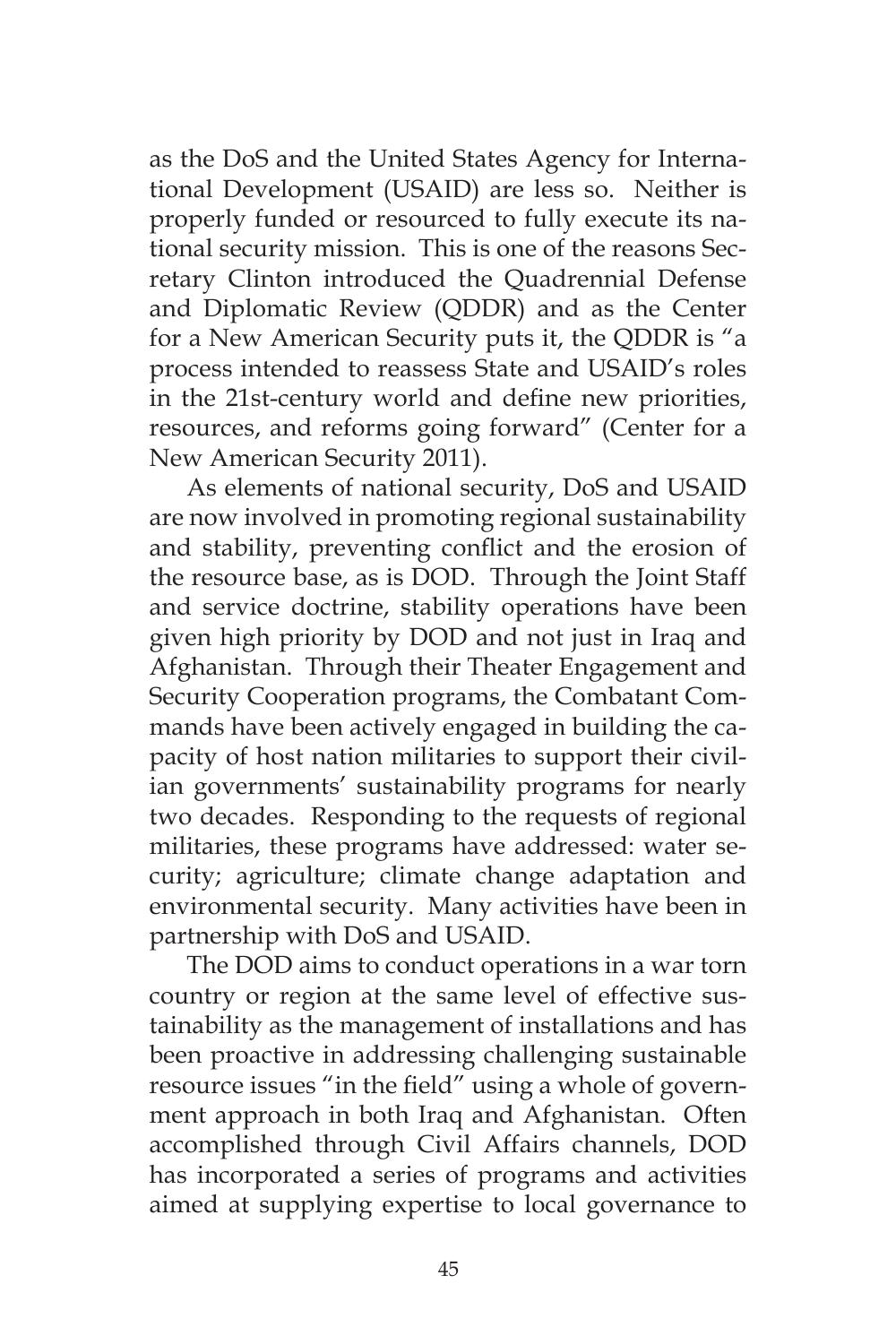as the DoS and the United States Agency for International Development (USAID) are less so. Neither is properly funded or resourced to fully execute its national security mission. This is one of the reasons Secretary Clinton introduced the Quadrennial Defense and Diplomatic Review (QDDR) and as the Center for a New American Security puts it, the QDDR is "a process intended to reassess State and USAID's roles in the 21st-century world and define new priorities, resources, and reforms going forward" (Center for a New American Security 2011).

As elements of national security, DoS and USAID are now involved in promoting regional sustainability and stability, preventing conflict and the erosion of the resource base, as is DOD. Through the Joint Staff and service doctrine, stability operations have been given high priority by DOD and not just in Iraq and Afghanistan. Through their Theater Engagement and Security Cooperation programs, the Combatant Commands have been actively engaged in building the capacity of host nation militaries to support their civilian governments' sustainability programs for nearly two decades. Responding to the requests of regional militaries, these programs have addressed: water security; agriculture; climate change adaptation and environmental security. Many activities have been in partnership with DoS and USAID.

The DOD aims to conduct operations in a war torn country or region at the same level of effective sustainability as the management of installations and has been proactive in addressing challenging sustainable resource issues "in the field" using a whole of government approach in both Iraq and Afghanistan. Often accomplished through Civil Affairs channels, DOD has incorporated a series of programs and activities aimed at supplying expertise to local governance to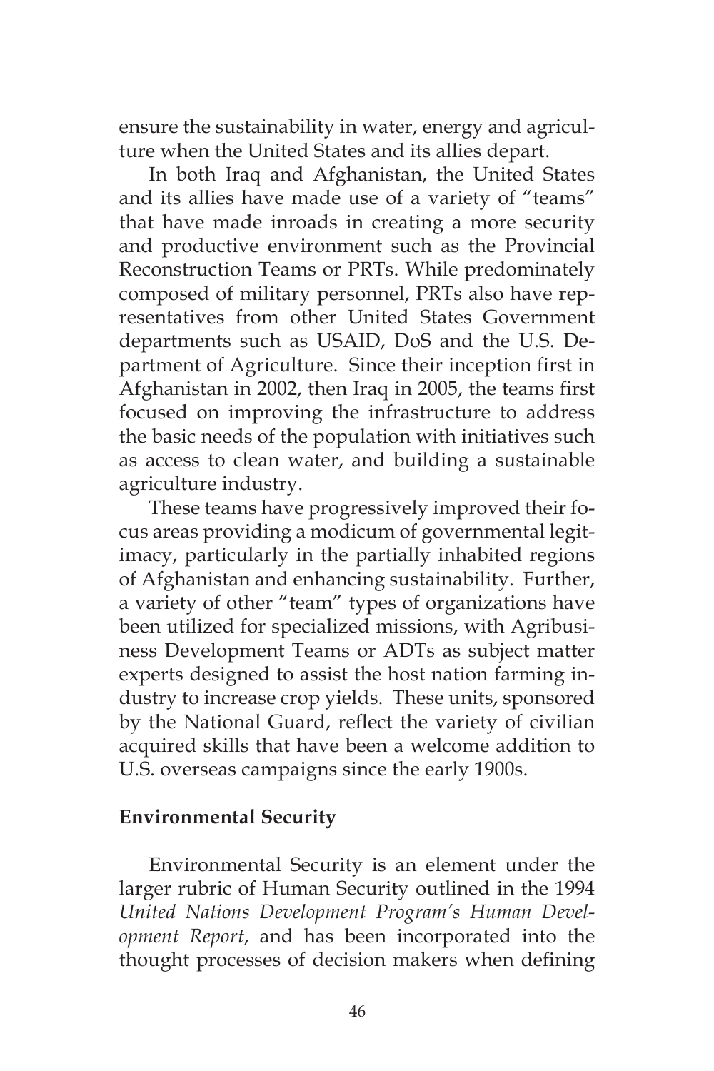ensure the sustainability in water, energy and agriculture when the United States and its allies depart.

In both Iraq and Afghanistan, the United States and its allies have made use of a variety of "teams" that have made inroads in creating a more security and productive environment such as the Provincial Reconstruction Teams or PRTs. While predominately composed of military personnel, PRTs also have representatives from other United States Government departments such as USAID, DoS and the U.S. Department of Agriculture. Since their inception first in Afghanistan in 2002, then Iraq in 2005, the teams first focused on improving the infrastructure to address the basic needs of the population with initiatives such as access to clean water, and building a sustainable agriculture industry.

These teams have progressively improved their focus areas providing a modicum of governmental legitimacy, particularly in the partially inhabited regions of Afghanistan and enhancing sustainability. Further, a variety of other "team" types of organizations have been utilized for specialized missions, with Agribusiness Development Teams or ADTs as subject matter experts designed to assist the host nation farming industry to increase crop yields. These units, sponsored by the National Guard, reflect the variety of civilian acquired skills that have been a welcome addition to U.S. overseas campaigns since the early 1900s.

**Environmental Security**

Environmental Security is an element under the larger rubric of Human Security outlined in the 1994 *United Nations Development Program's Human Development Report*, and has been incorporated into the thought processes of decision makers when defining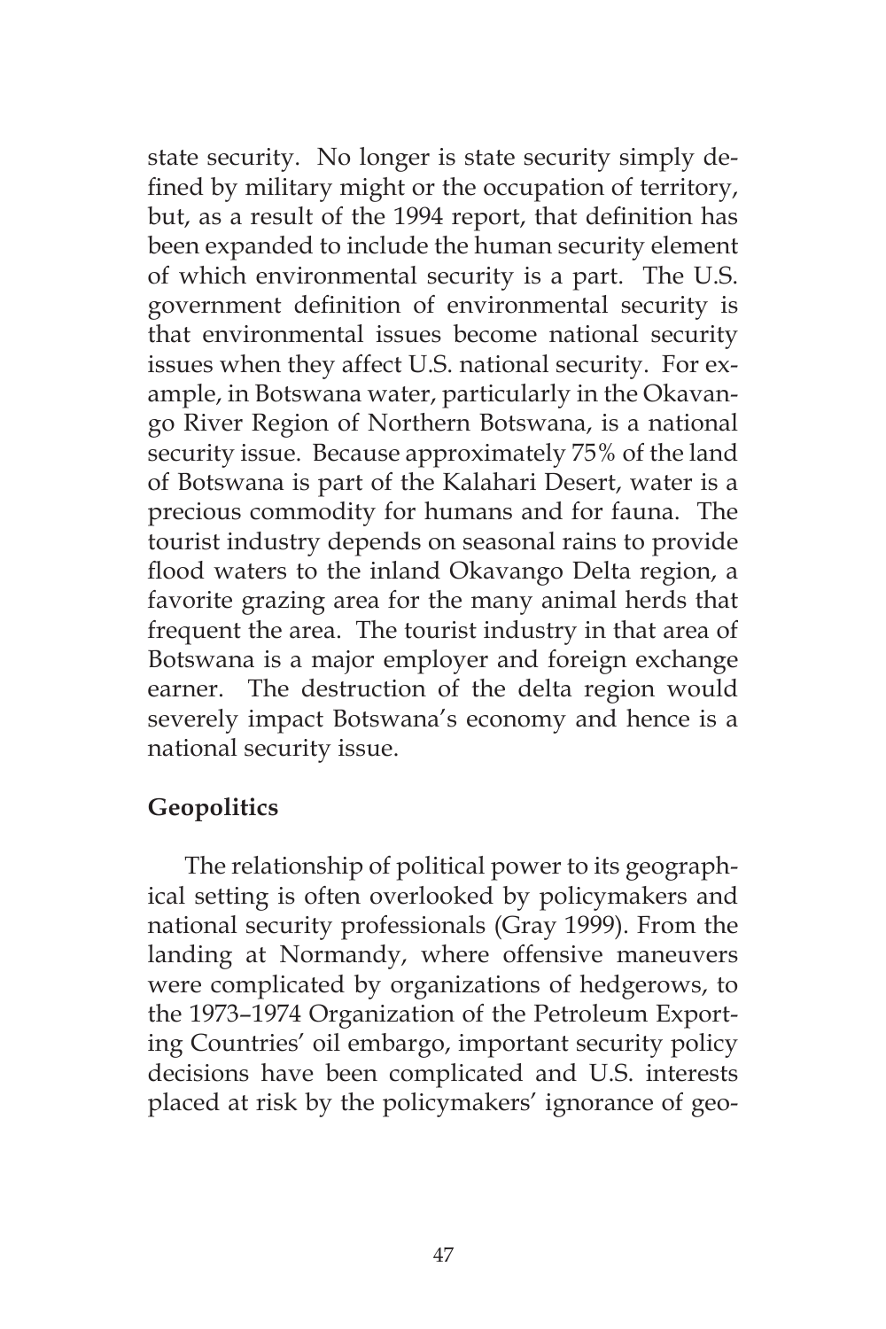state security. No longer is state security simply defined by military might or the occupation of territory, but, as a result of the 1994 report, that definition has been expanded to include the human security element of which environmental security is a part. The U.S. government definition of environmental security is that environmental issues become national security issues when they affect U.S. national security. For example, in Botswana water, particularly in the Okavango River Region of Northern Botswana, is a national security issue. Because approximately 75% of the land of Botswana is part of the Kalahari Desert, water is a precious commodity for humans and for fauna. The tourist industry depends on seasonal rains to provide flood waters to the inland Okavango Delta region, a favorite grazing area for the many animal herds that frequent the area. The tourist industry in that area of Botswana is a major employer and foreign exchange earner. The destruction of the delta region would severely impact Botswana's economy and hence is a national security issue.

**Geopolitics**

The relationship of political power to its geographical setting is often overlooked by policymakers and national security professionals (Gray 1999). From the landing at Normandy, where offensive maneuvers were complicated by organizations of hedgerows, to the 1973–1974 Organization of the Petroleum Exporting Countries' oil embargo, important security policy decisions have been complicated and U.S. interests placed at risk by the policymakers' ignorance of geo-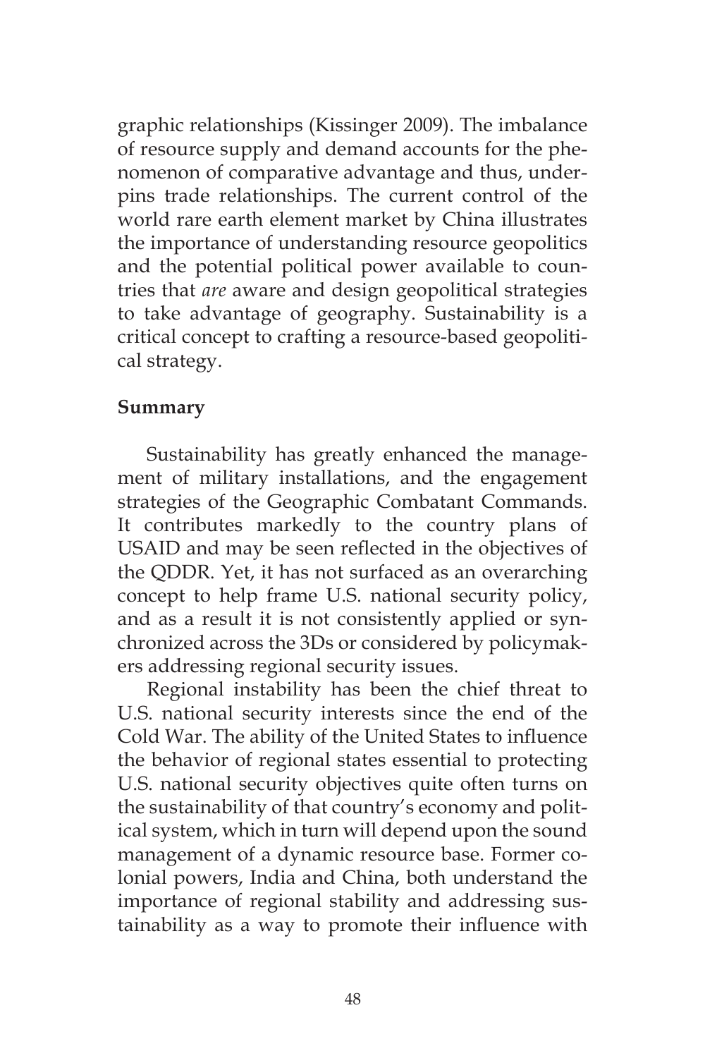graphic relationships (Kissinger 2009). The imbalance of resource supply and demand accounts for the phenomenon of comparative advantage and thus, underpins trade relationships. The current control of the world rare earth element market by China illustrates the importance of understanding resource geopolitics and the potential political power available to countries that *are* aware and design geopolitical strategies to take advantage of geography. Sustainability is a critical concept to crafting a resource-based geopolitical strategy.

**Summary**

Sustainability has greatly enhanced the management of military installations, and the engagement strategies of the Geographic Combatant Commands. It contributes markedly to the country plans of USAID and may be seen reflected in the objectives of the QDDR. Yet, it has not surfaced as an overarching concept to help frame U.S. national security policy, and as a result it is not consistently applied or synchronized across the 3Ds or considered by policymakers addressing regional security issues.

Regional instability has been the chief threat to U.S. national security interests since the end of the Cold War. The ability of the United States to influence the behavior of regional states essential to protecting U.S. national security objectives quite often turns on the sustainability of that country's economy and political system, which in turn will depend upon the sound management of a dynamic resource base. Former colonial powers, India and China, both understand the importance of regional stability and addressing sustainability as a way to promote their influence with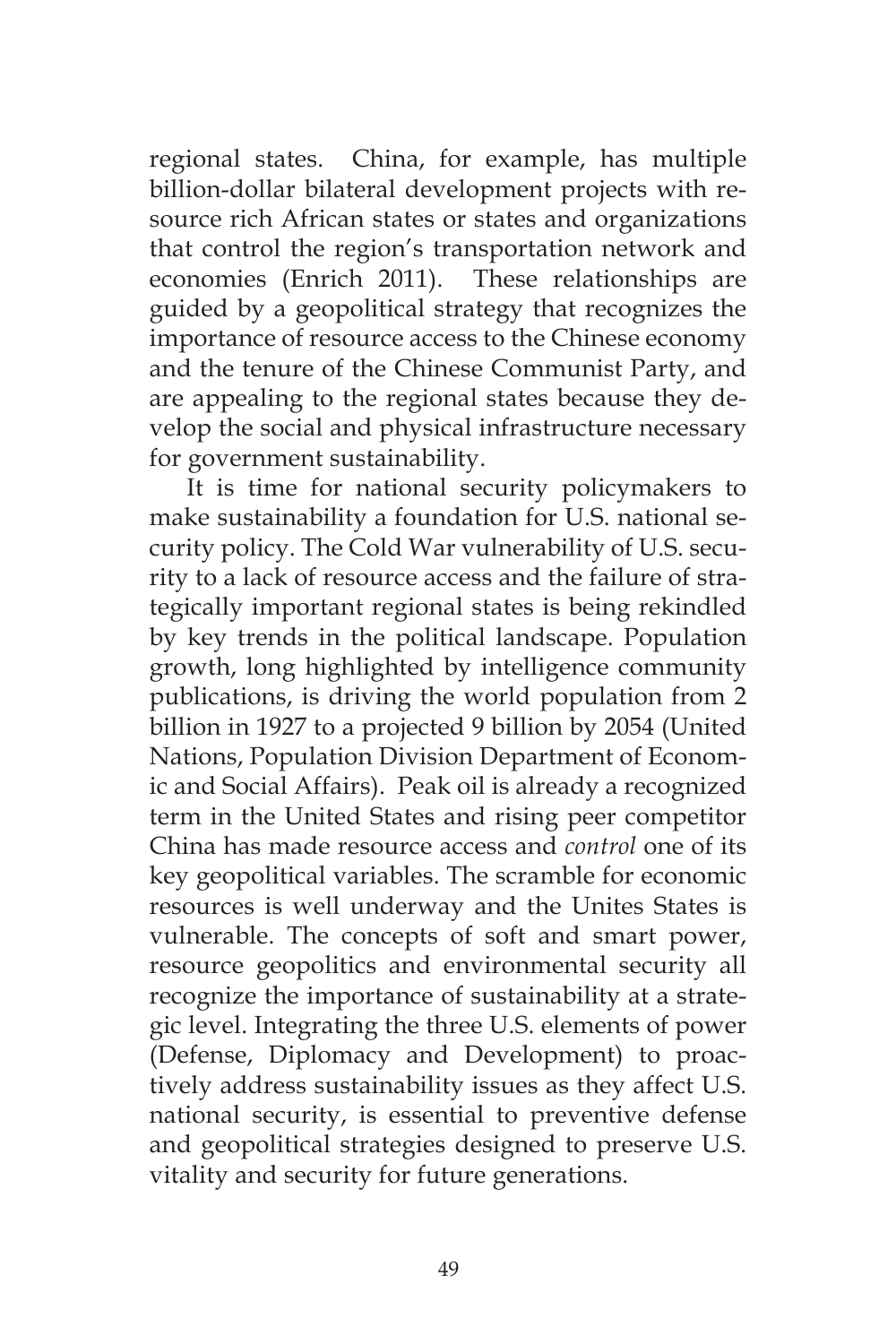regional states. China, for example, has multiple billion-dollar bilateral development projects with resource rich African states or states and organizations that control the region's transportation network and economies (Enrich 2011). These relationships are guided by a geopolitical strategy that recognizes the importance of resource access to the Chinese economy and the tenure of the Chinese Communist Party, and are appealing to the regional states because they develop the social and physical infrastructure necessary for government sustainability.

It is time for national security policymakers to make sustainability a foundation for U.S. national security policy. The Cold War vulnerability of U.S. security to a lack of resource access and the failure of strategically important regional states is being rekindled by key trends in the political landscape. Population growth, long highlighted by intelligence community publications, is driving the world population from 2 billion in 1927 to a projected 9 billion by 2054 (United Nations, Population Division Department of Economic and Social Affairs). Peak oil is already a recognized term in the United States and rising peer competitor China has made resource access and *control* one of its key geopolitical variables. The scramble for economic resources is well underway and the Unites States is vulnerable. The concepts of soft and smart power, resource geopolitics and environmental security all recognize the importance of sustainability at a strategic level. Integrating the three U.S. elements of power (Defense, Diplomacy and Development) to proactively address sustainability issues as they affect U.S. national security, is essential to preventive defense and geopolitical strategies designed to preserve U.S. vitality and security for future generations.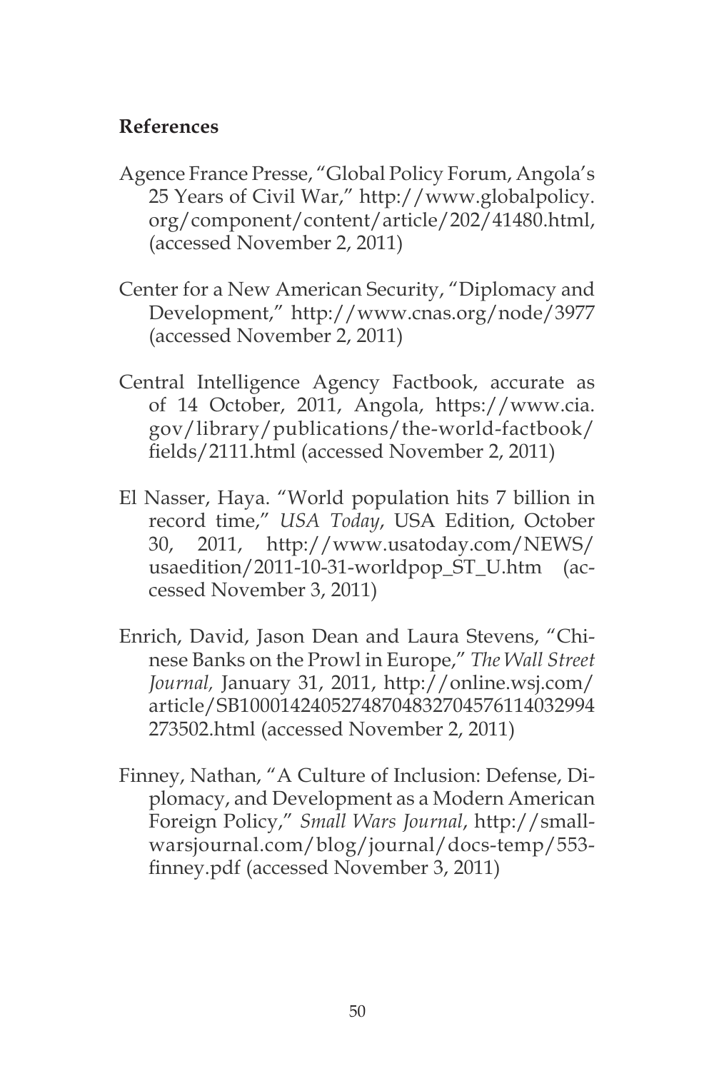**References**

Agence France Presse, "Global Policy Forum, Angola's 25 Years of Civil War," http://www.globalpolicy.org/component/content/article/202/41480.html, (accessed November 2, 2011)

Center for a New American Security, "Diplomacy and Development," http://www.cnas.org/node/3977 (accessed November 2, 2011)

Central Intelligence Agency Factbook, accurate as of 14 October, 2011, Angola, https://www.cia.gov/library/publications/the-world-factbook/fields/2111.html (accessed November 2, 2011)

El Nasser, Haya. "World population hits 7 billion in record time," *USA Today*, USA Edition, October 30, 2011, http://www.usatoday.com/NEWS/usaedition/2011-10-31-worldpop_ST_U.htm (accessed November 3, 2011)

Enrich, David, Jason Dean and Laura Stevens, "Chinese Banks on the Prowl in Europe," *The Wall Street Journal,* January 31, 2011, http://online.wsj.com/article/SB10001424052748704832704576114032994273502.html (accessed November 2, 2011)

Finney, Nathan, "A Culture of Inclusion: Defense, Diplomacy, and Development as a Modern American Foreign Policy," *Small Wars Journal*, http://smallwarsjournal.com/blog/journal/docs-temp/553-finney.pdf (accessed November 3, 2011)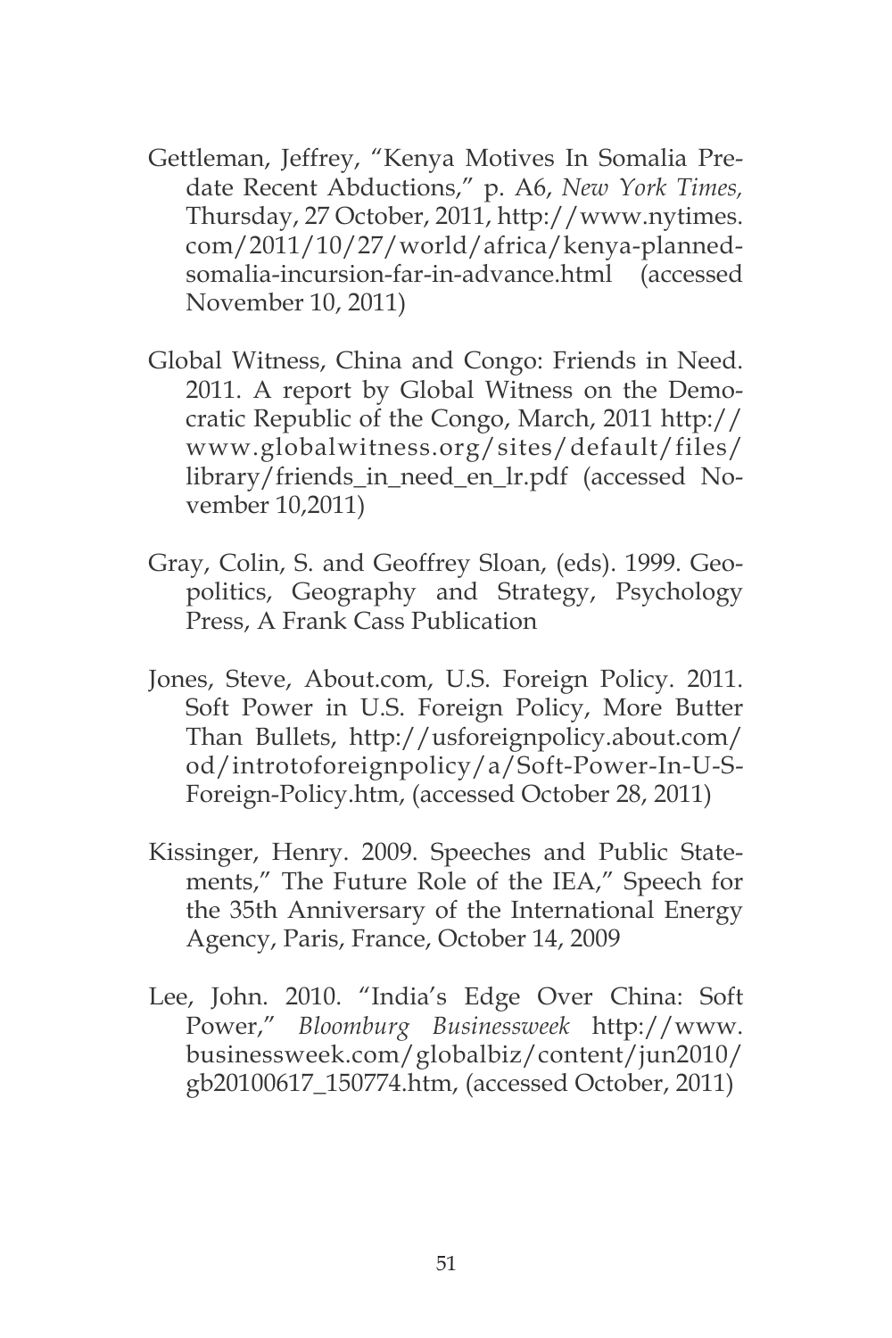Gettleman, Jeffrey, "Kenya Motives In Somalia Predate Recent Abductions," p. A6, *New York Times,* Thursday, 27 October, 2011, http://www.nytimes.com/2011/10/27/world/africa/kenya-planned-somalia-incursion-far-in-advance.html (accessed November 10, 2011)

Global Witness, China and Congo: Friends in Need. 2011. A report by Global Witness on the Democratic Republic of the Congo, March, 2011 http://www.globalwitness.org/sites/default/files/library/friends_in_need_en_lr.pdf (accessed November 10,2011)

Gray, Colin, S. and Geoffrey Sloan, (eds). 1999. Geopolitics, Geography and Strategy, Psychology Press, A Frank Cass Publication

Jones, Steve, About.com, U.S. Foreign Policy. 2011. Soft Power in U.S. Foreign Policy, More Butter Than Bullets, http://usforeignpolicy.about.com/od/introtoforeignpolicy/a/Soft-Power-In-U-S-Foreign-Policy.htm, (accessed October 28, 2011)

Kissinger, Henry. 2009. Speeches and Public Statements," The Future Role of the IEA," Speech for the 35th Anniversary of the International Energy Agency, Paris, France, October 14, 2009

Lee, John. 2010. "India's Edge Over China: Soft Power," *Bloomburg Businessweek* http://www.businessweek.com/globalbiz/content/jun2010/gb20100617_150774.htm, (accessed October, 2011)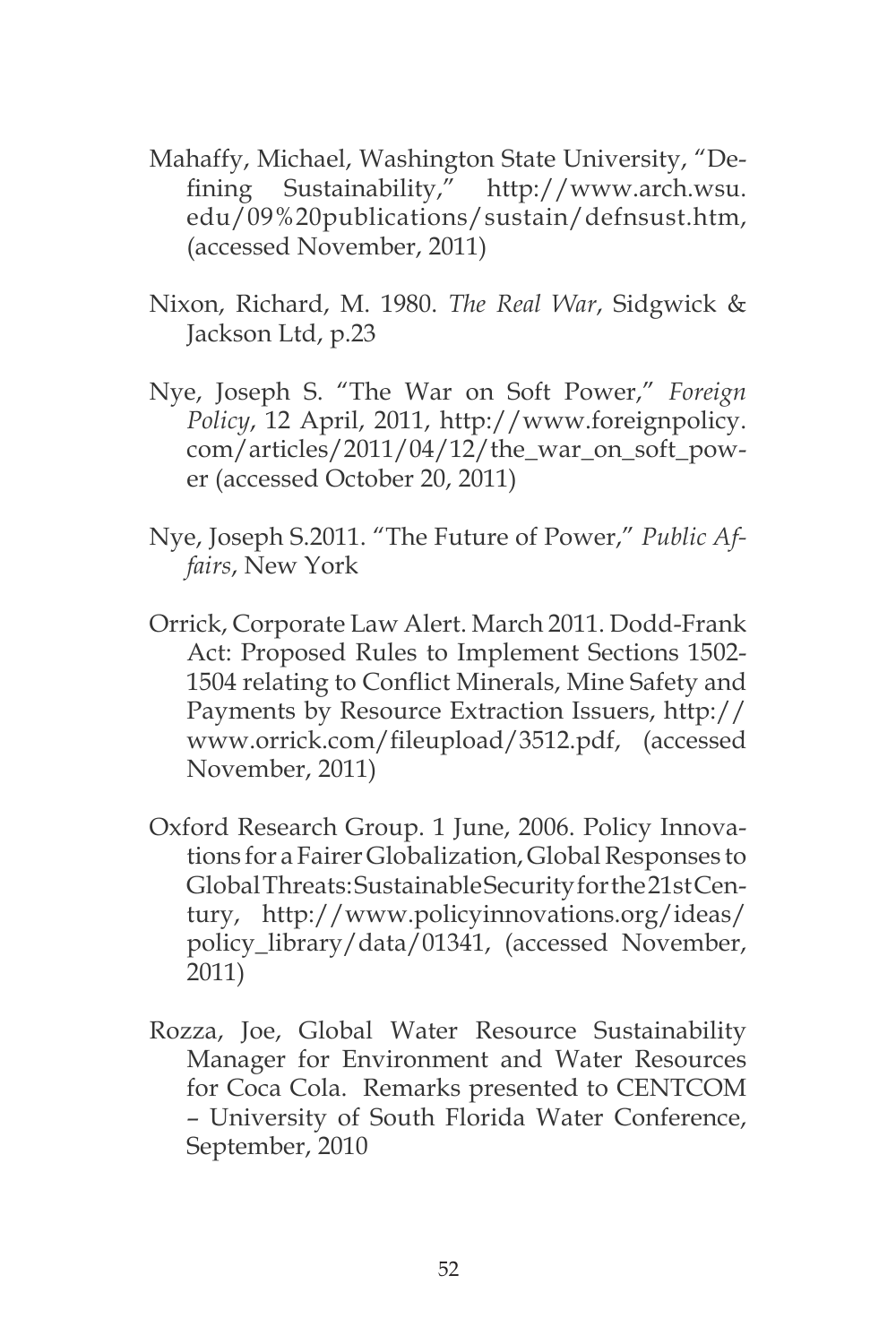Mahaffy, Michael, Washington State University, "Defining Sustainability," http://www.arch.wsu.edu/09%20publications/sustain/defnsust.htm, (accessed November, 2011)

Nixon, Richard, M. 1980. *The Real War*, Sidgwick & Jackson Ltd, p.23

Nye, Joseph S. "The War on Soft Power," *Foreign Policy*, 12 April, 2011, http://www.foreignpolicy.com/articles/2011/04/12/the_war_on_soft_power (accessed October 20, 2011)

Nye, Joseph S.2011. "The Future of Power," *Public Affairs*, New York

Orrick, Corporate Law Alert. March 2011. Dodd-Frank Act: Proposed Rules to Implement Sections 1502-1504 relating to Conflict Minerals, Mine Safety and Payments by Resource Extraction Issuers, http://www.orrick.com/fileupload/3512.pdf, (accessed November, 2011)

Oxford Research Group. 1 June, 2006. Policy Innovations for a Fairer Globalization, Global Responses to Global Threats: Sustainable Security for the 21st Century, http://www.policyinnovations.org/ideas/policy_library/data/01341, (accessed November, 2011)

Rozza, Joe, Global Water Resource Sustainability Manager for Environment and Water Resources for Coca Cola. Remarks presented to CENTCOM – University of South Florida Water Conference, September, 2010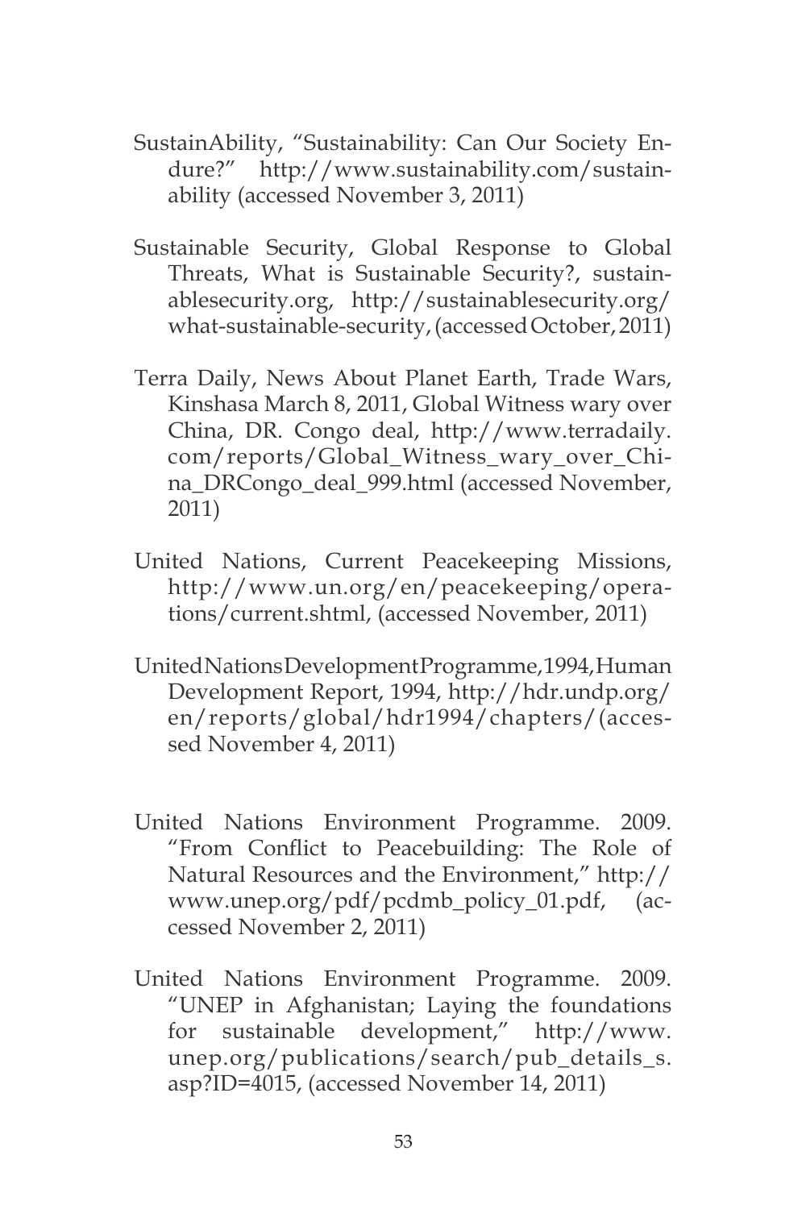SustainAbility, "Sustainability: Can Our Society Endure?" http://www.sustainability.com/sustainability (accessed November 3, 2011)

Sustainable Security, Global Response to Global Threats, What is Sustainable Security?, sustainablesecurity.org, http://sustainablesecurity.org/what-sustainable-security, (accessed October, 2011)

Terra Daily, News About Planet Earth, Trade Wars, Kinshasa March 8, 2011, Global Witness wary over China, DR. Congo deal, http://www.terradaily.com/reports/Global_Witness_wary_over_China_DRCongo_deal_999.html (accessed November, 2011)

United Nations, Current Peacekeeping Missions, http://www.un.org/en/peacekeeping/operations/current.shtml, (accessed November, 2011)

UnitedNationsDevelopmentProgramme,1994,Human Development Report, 1994, http://hdr.undp.org/en/reports/global/hdr1994/chapters/(accessed November 4, 2011)

United Nations Environment Programme. 2009. "From Conflict to Peacebuilding: The Role of Natural Resources and the Environment," http://www.unep.org/pdf/pcdmb_policy_01.pdf, (accessed November 2, 2011)

United Nations Environment Programme. 2009. "UNEP in Afghanistan; Laying the foundations for sustainable development," http://www.unep.org/publications/search/pub_details_s.asp?ID=4015, (accessed November 14, 2011)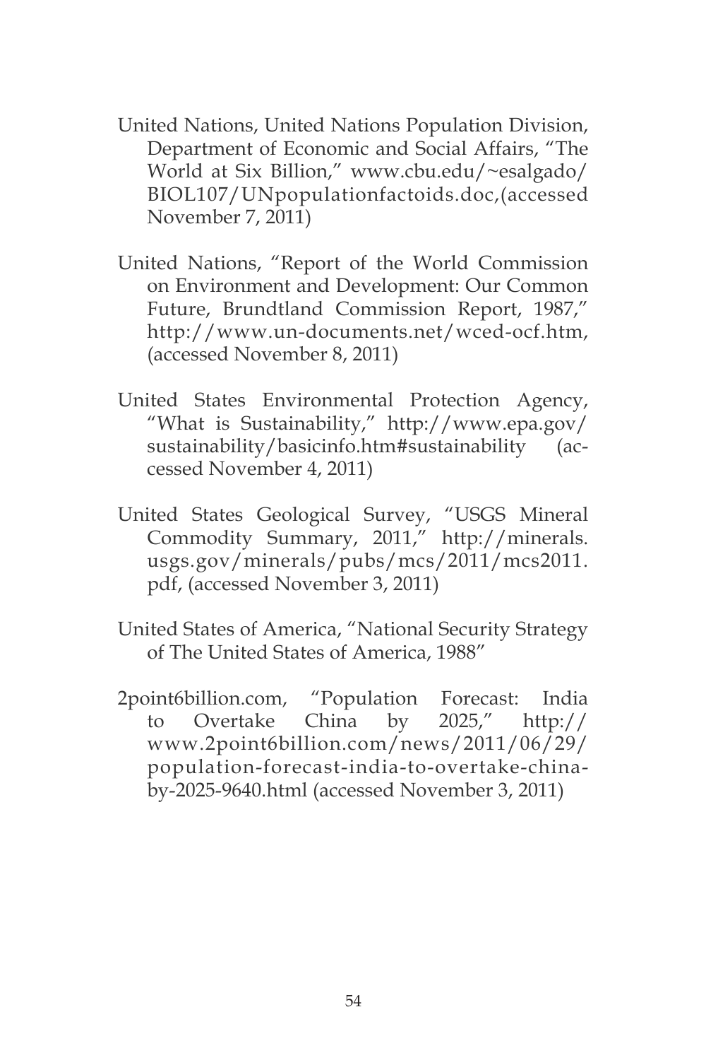United Nations, United Nations Population Division, Department of Economic and Social Affairs, "The World at Six Billion," www.cbu.edu/~esalgado/BIOL107/UNpopulationfactoids.doc,(accessed November 7, 2011)

United Nations, "Report of the World Commission on Environment and Development: Our Common Future, Brundtland Commission Report, 1987," http://www.un-documents.net/wced-ocf.htm, (accessed November 8, 2011)

United States Environmental Protection Agency, "What is Sustainability," http://www.epa.gov/sustainability/basicinfo.htm#sustainability (accessed November 4, 2011)

United States Geological Survey, "USGS Mineral Commodity Summary, 2011," http://minerals.usgs.gov/minerals/pubs/mcs/2011/mcs2011.pdf, (accessed November 3, 2011)

United States of America, "National Security Strategy of The United States of America, 1988"

2point6billion.com, "Population Forecast: India to Overtake China by 2025," http://www.2point6billion.com/news/2011/06/29/population-forecast-india-to-overtake-china-by-2025-9640.html (accessed November 3, 2011)